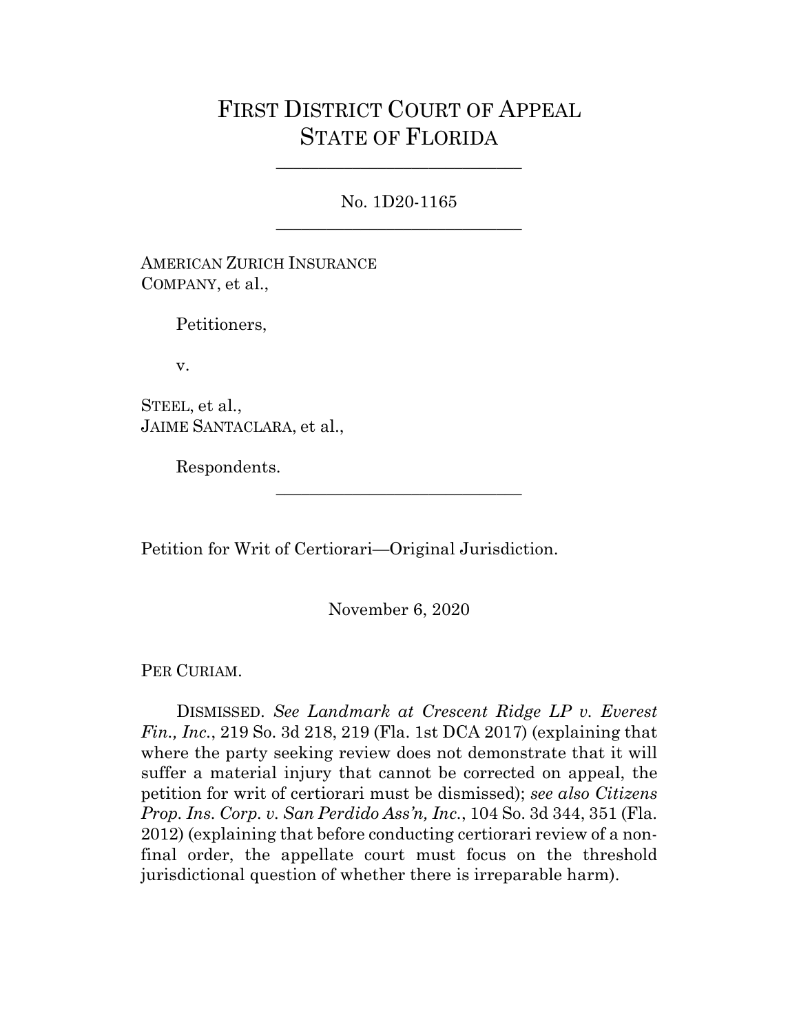# FIRST DISTRICT COURT OF APPEAL
# STATE OF FLORIDA

---

No. 1D20-1165

---

AMERICAN ZURICH INSURANCE COMPANY, et al.,

Petitioners,

v.

STEEL, et al.,
JAIME SANTACLARA, et al.,

Respondents.

---

Petition for Writ of Certiorari—Original Jurisdiction.

November 6, 2020

PER CURIAM.

DISMISSED. *See Landmark at Crescent Ridge LP v. Everest Fin., Inc.*, 219 So. 3d 218, 219 (Fla. 1st DCA 2017) (explaining that where the party seeking review does not demonstrate that it will suffer a material injury that cannot be corrected on appeal, the petition for writ of certiorari must be dismissed); *see also Citizens Prop. Ins. Corp. v. San Perdido Ass'n, Inc.*, 104 So. 3d 344, 351 (Fla. 2012) (explaining that before conducting certiorari review of a non-final order, the appellate court must focus on the threshold jurisdictional question of whether there is irreparable harm).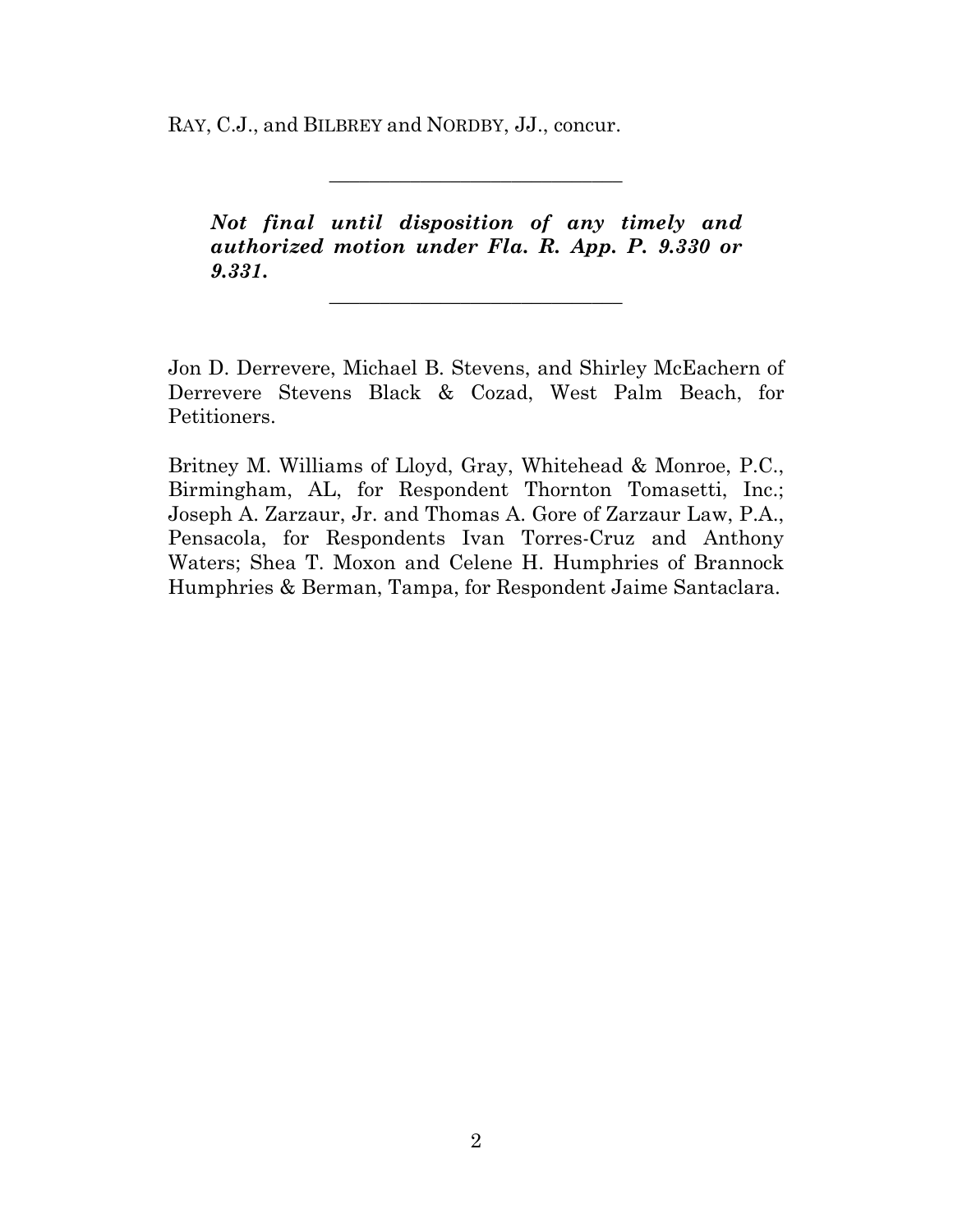RAY, C.J., and BILBREY and NORDBY, JJ., concur.

---

***Not final until disposition of any timely and authorized motion under Fla. R. App. P. 9.330 or 9.331.***

---

Jon D. Derrevere, Michael B. Stevens, and Shirley McEachern of Derrevere Stevens Black & Cozad, West Palm Beach, for Petitioners.

Britney M. Williams of Lloyd, Gray, Whitehead & Monroe, P.C., Birmingham, AL, for Respondent Thornton Tomasetti, Inc.; Joseph A. Zarzaur, Jr. and Thomas A. Gore of Zarzaur Law, P.A., Pensacola, for Respondents Ivan Torres-Cruz and Anthony Waters; Shea T. Moxon and Celene H. Humphries of Brannock Humphries & Berman, Tampa, for Respondent Jaime Santaclara.